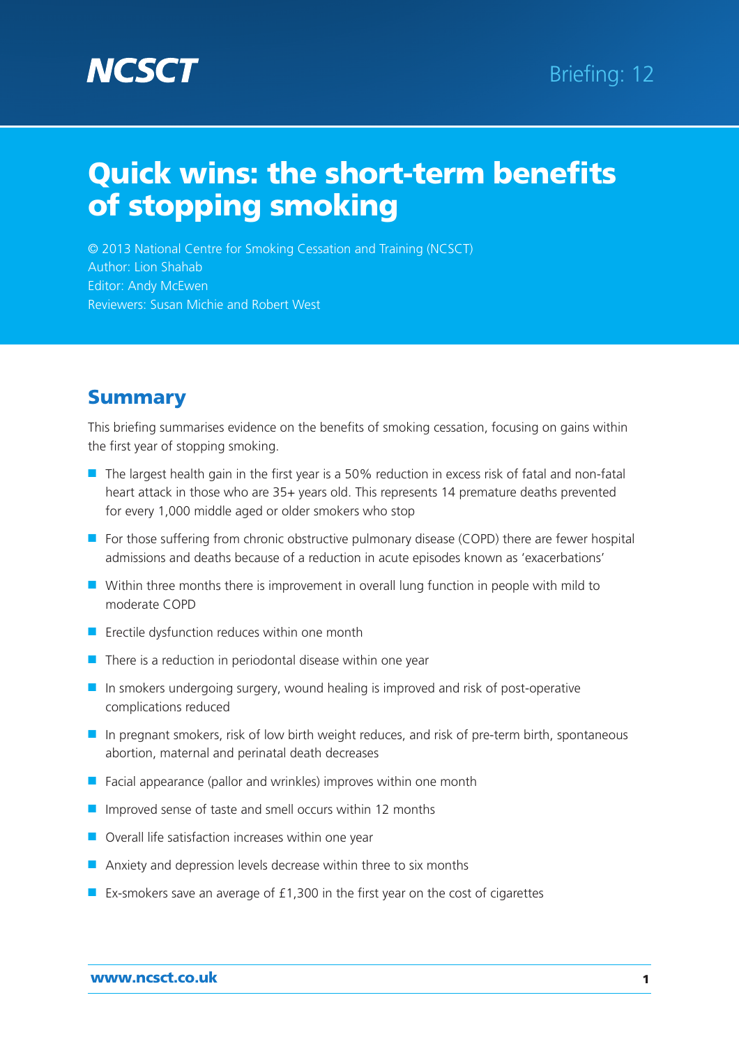NCSCT

Briefing: 12

# Quick wins: the short-term benefits of stopping smoking

© 2013 National Centre for Smoking Cessation and Training (NCSCT)
Author: Lion Shahab
Editor: Andy McEwen
Reviewers: Susan Michie and Robert West

## Summary

This briefing summarises evidence on the benefits of smoking cessation, focusing on gains within the first year of stopping smoking.

- The largest health gain in the first year is a 50% reduction in excess risk of fatal and non-fatal heart attack in those who are 35+ years old. This represents 14 premature deaths prevented for every 1,000 middle aged or older smokers who stop
- For those suffering from chronic obstructive pulmonary disease (COPD) there are fewer hospital admissions and deaths because of a reduction in acute episodes known as 'exacerbations'
- Within three months there is improvement in overall lung function in people with mild to moderate COPD
- Erectile dysfunction reduces within one month
- There is a reduction in periodontal disease within one year
- In smokers undergoing surgery, wound healing is improved and risk of post-operative complications reduced
- In pregnant smokers, risk of low birth weight reduces, and risk of pre-term birth, spontaneous abortion, maternal and perinatal death decreases
- Facial appearance (pallor and wrinkles) improves within one month
- Improved sense of taste and smell occurs within 12 months
- Overall life satisfaction increases within one year
- Anxiety and depression levels decrease within three to six months
- Ex-smokers save an average of £1,300 in the first year on the cost of cigarettes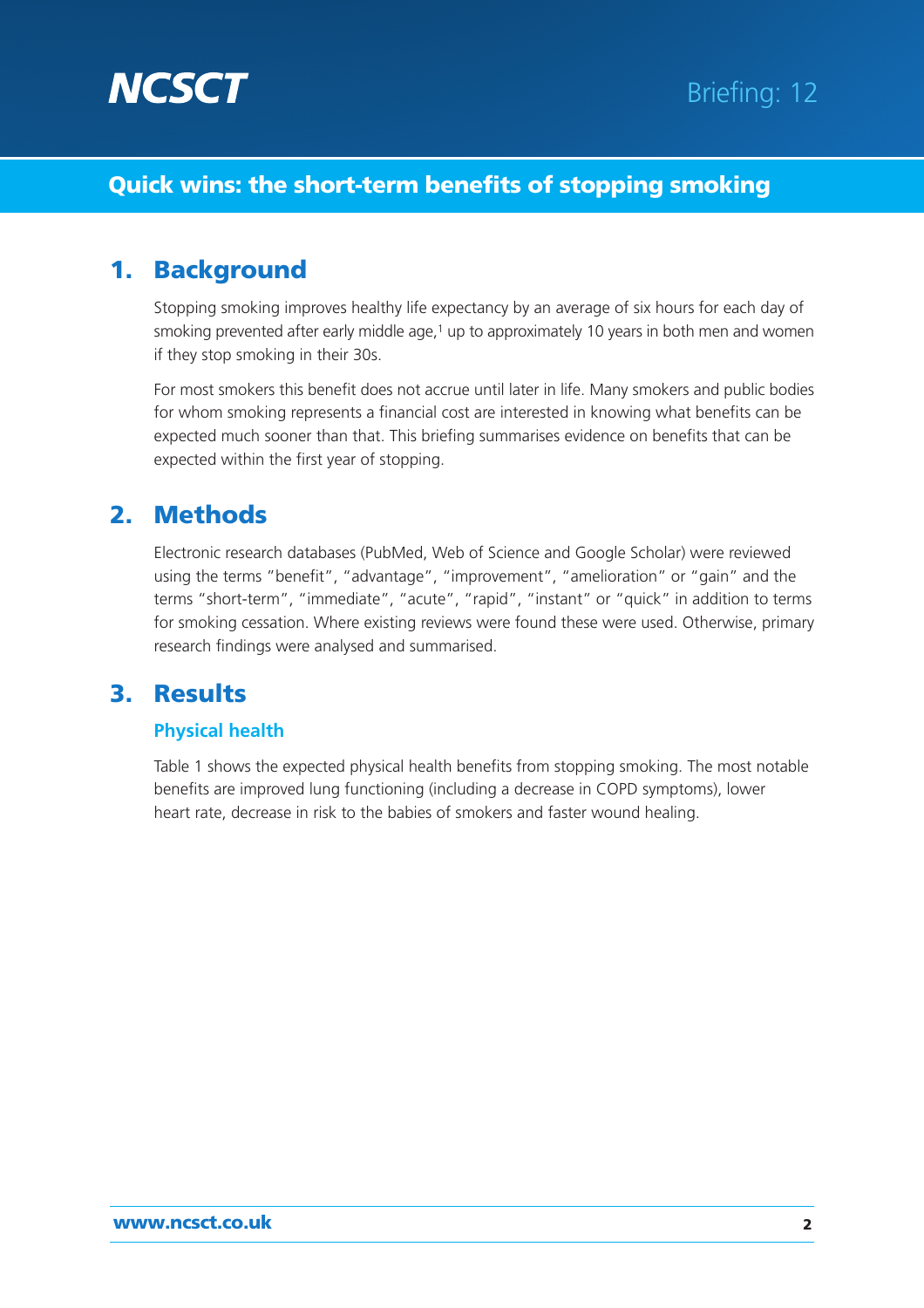# Quick wins: the short-term benefits of stopping smoking

## 1. Background

Stopping smoking improves healthy life expectancy by an average of six hours for each day of smoking prevented after early middle age,[1] up to approximately 10 years in both men and women if they stop smoking in their 30s.

For most smokers this benefit does not accrue until later in life. Many smokers and public bodies for whom smoking represents a financial cost are interested in knowing what benefits can be expected much sooner than that. This briefing summarises evidence on benefits that can be expected within the first year of stopping.

## 2. Methods

Electronic research databases (PubMed, Web of Science and Google Scholar) were reviewed using the terms "benefit", "advantage", "improvement", "amelioration" or "gain" and the terms "short-term", "immediate", "acute", "rapid", "instant" or "quick" in addition to terms for smoking cessation. Where existing reviews were found these were used. Otherwise, primary research findings were analysed and summarised.

## 3. Results

### Physical health

Table 1 shows the expected physical health benefits from stopping smoking. The most notable benefits are improved lung functioning (including a decrease in COPD symptoms), lower heart rate, decrease in risk to the babies of smokers and faster wound healing.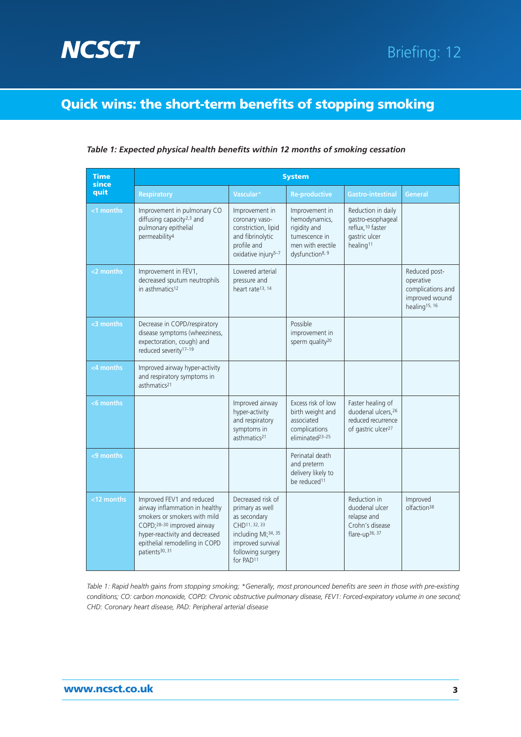## Quick wins: the short-term benefits of stopping smoking

***Table 1: Expected physical health benefits within 12 months of smoking cessation***

| Time since quit | System | | | | |
|---|---|---|---|---|---|
| | Respiratory | Vascular* | Re-productive | Gastro-intestinal | General |
| <1 months | Improvement in pulmonary CO diffusing capacity[2,3] and pulmonary epithelial permeability[4] | Improvement in coronary vaso-constriction, lipid and fibrinolytic profile and oxidative injury[5–7] | Improvement in hemodynamics, rigidity and tumescence in men with erectile dysfunction[8, 9] | Reduction in daily gastro-esophageal reflux,[10] faster gastric ulcer healing[11] | |
| <2 months | Improvement in FEV1, decreased sputum neutrophils in asthmatics[12] | Lowered arterial pressure and heart rate[13, 14] | | | Reduced post-operative complications and improved wound healing[15, 16] |
| <3 months | Decrease in COPD/respiratory disease symptoms (wheeziness, expectoration, cough) and reduced severity[17–19] | | Possible improvement in sperm quality[20] | | |
| <4 months | Improved airway hyper-activity and respiratory symptoms in asthmatics[21] | | | | |
| <6 months | | Improved airway hyper-activity and respiratory symptoms in asthmatics[21] | Excess risk of low birth weight and associated complications eliminated[23–25] | Faster healing of duodenal ulcers,[26] reduced recurrence of gastric ulcer[27] | |
| <9 months | | | Perinatal death and preterm delivery likely to be reduced[11] | | |
| <12 months | Improved FEV1 and reduced airway inflammation in healthy smokers or smokers with mild COPD;[28–30] improved airway hyper-reactivity and decreased epithelial remodelling in COPD patients[30, 31] | Decreased risk of primary as well as secondary CHD[11, 32, 33] including MI;[34, 35] improved survival following surgery for PAD[11] | | Reduction in duodenal ulcer relapse and Crohn's disease flare-up[36, 37] | Improved olfaction[38] |

*Table 1: Rapid health gains from stopping smoking; *Generally, most pronounced benefits are seen in those with pre-existing conditions; CO: carbon monoxide, COPD: Chronic obstructive pulmonary disease, FEV1: Forced-expiratory volume in one second; CHD: Coronary heart disease, PAD: Peripheral arterial disease*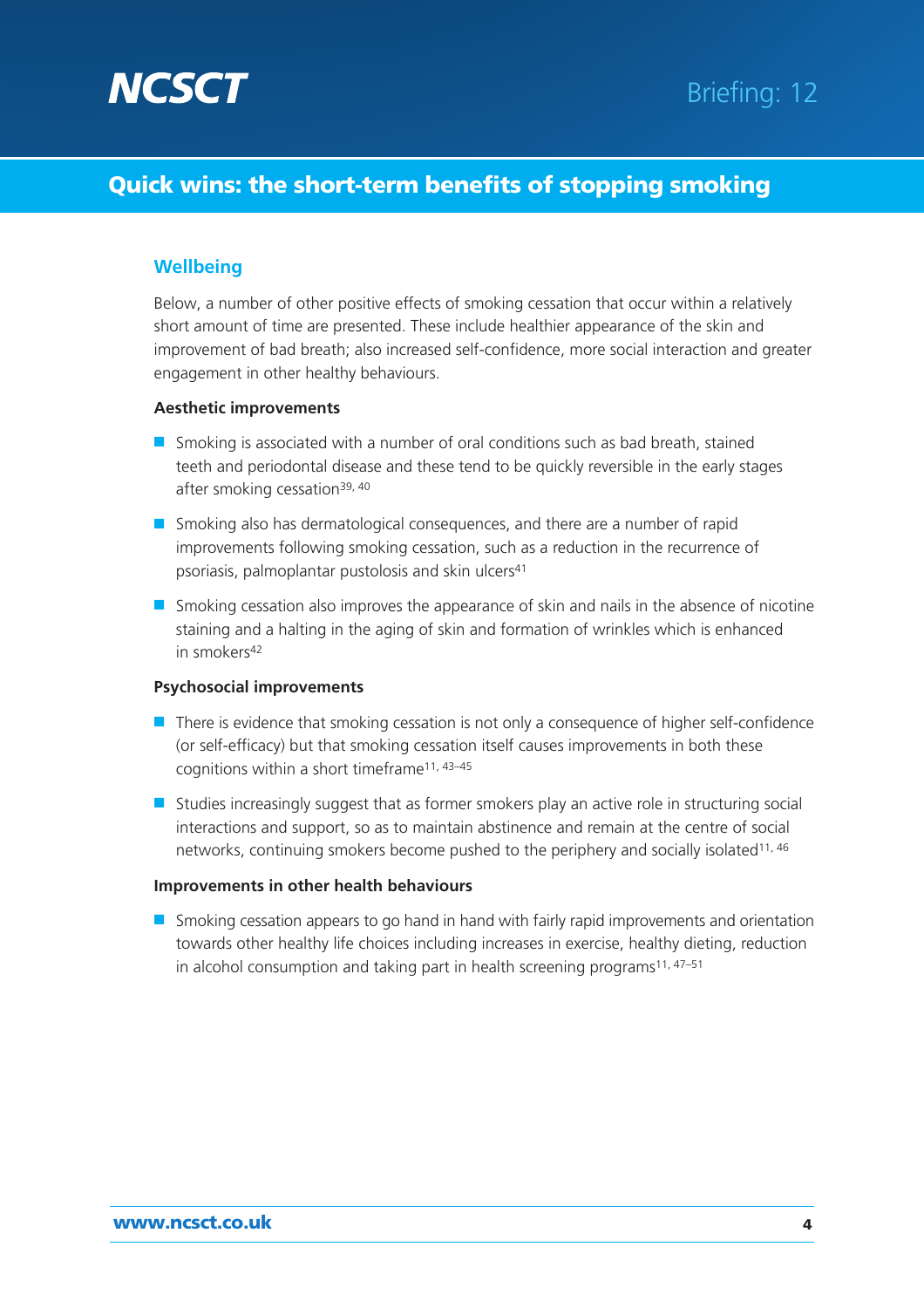## Wellbeing

Below, a number of other positive effects of smoking cessation that occur within a relatively short amount of time are presented. These include healthier appearance of the skin and improvement of bad breath; also increased self-confidence, more social interaction and greater engagement in other healthy behaviours.

**Aesthetic improvements**

- Smoking is associated with a number of oral conditions such as bad breath, stained teeth and periodontal disease and these tend to be quickly reversible in the early stages after smoking cessation[39, 40]
- Smoking also has dermatological consequences, and there are a number of rapid improvements following smoking cessation, such as a reduction in the recurrence of psoriasis, palmoplantar pustolosis and skin ulcers[41]
- Smoking cessation also improves the appearance of skin and nails in the absence of nicotine staining and a halting in the aging of skin and formation of wrinkles which is enhanced in smokers[42]

**Psychosocial improvements**

- There is evidence that smoking cessation is not only a consequence of higher self-confidence (or self-efficacy) but that smoking cessation itself causes improvements in both these cognitions within a short timeframe[11, 43–45]
- Studies increasingly suggest that as former smokers play an active role in structuring social interactions and support, so as to maintain abstinence and remain at the centre of social networks, continuing smokers become pushed to the periphery and socially isolated[11, 46]

**Improvements in other health behaviours**

- Smoking cessation appears to go hand in hand with fairly rapid improvements and orientation towards other healthy life choices including increases in exercise, healthy dieting, reduction in alcohol consumption and taking part in health screening programs[11, 47–51]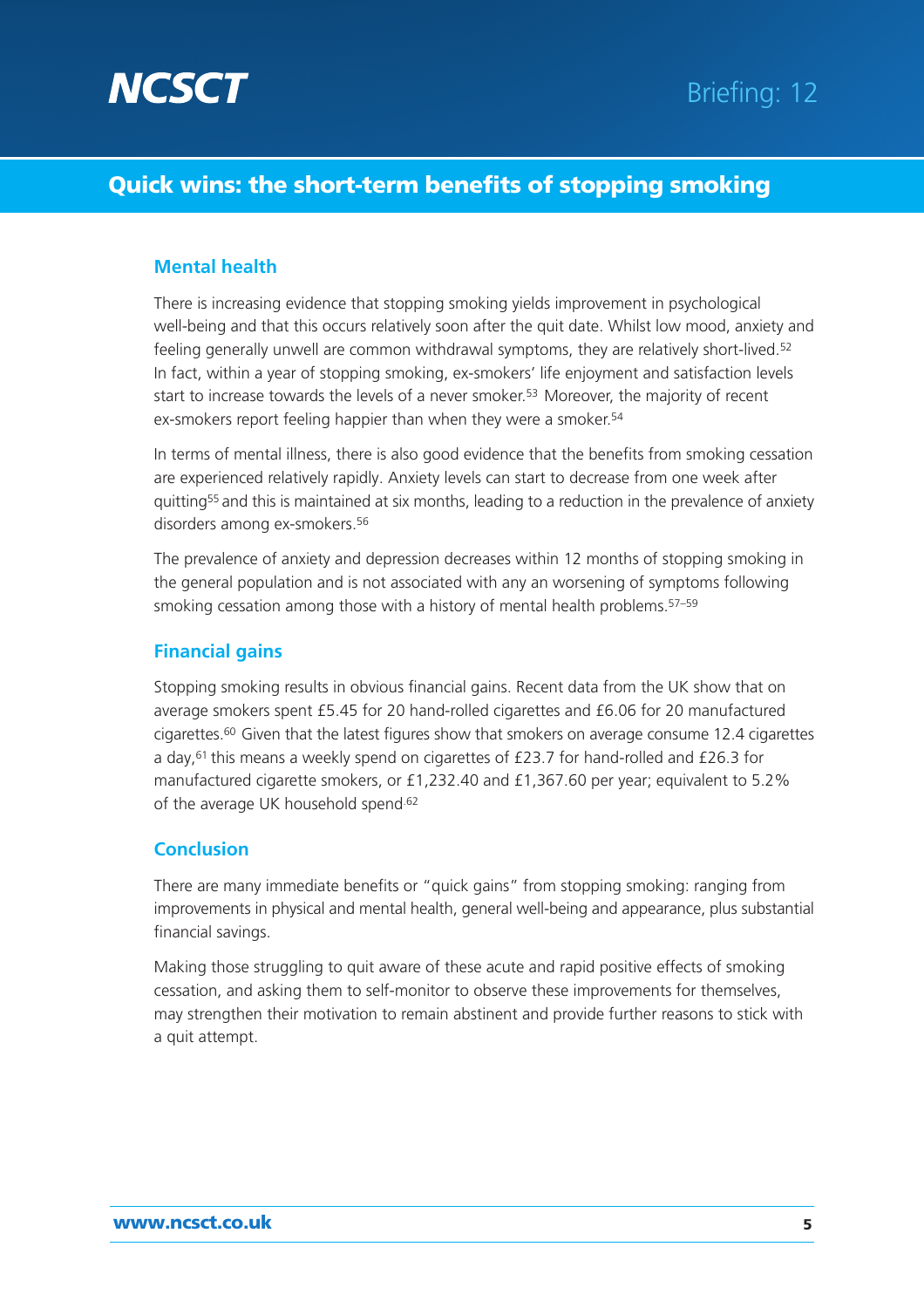## Mental health

There is increasing evidence that stopping smoking yields improvement in psychological well-being and that this occurs relatively soon after the quit date. Whilst low mood, anxiety and feeling generally unwell are common withdrawal symptoms, they are relatively short-lived.[52] In fact, within a year of stopping smoking, ex-smokers' life enjoyment and satisfaction levels start to increase towards the levels of a never smoker.[53] Moreover, the majority of recent ex-smokers report feeling happier than when they were a smoker.[54]

In terms of mental illness, there is also good evidence that the benefits from smoking cessation are experienced relatively rapidly. Anxiety levels can start to decrease from one week after quitting[55] and this is maintained at six months, leading to a reduction in the prevalence of anxiety disorders among ex-smokers.[56]

The prevalence of anxiety and depression decreases within 12 months of stopping smoking in the general population and is not associated with any an worsening of symptoms following smoking cessation among those with a history of mental health problems.[57–59]

## Financial gains

Stopping smoking results in obvious financial gains. Recent data from the UK show that on average smokers spent £5.45 for 20 hand-rolled cigarettes and £6.06 for 20 manufactured cigarettes.[60] Given that the latest figures show that smokers on average consume 12.4 cigarettes a day,[61] this means a weekly spend on cigarettes of £23.7 for hand-rolled and £26.3 for manufactured cigarette smokers, or £1,232.40 and £1,367.60 per year; equivalent to 5.2% of the average UK household spend.[62]

## Conclusion

There are many immediate benefits or "quick gains" from stopping smoking: ranging from improvements in physical and mental health, general well-being and appearance, plus substantial financial savings.

Making those struggling to quit aware of these acute and rapid positive effects of smoking cessation, and asking them to self-monitor to observe these improvements for themselves, may strengthen their motivation to remain abstinent and provide further reasons to stick with a quit attempt.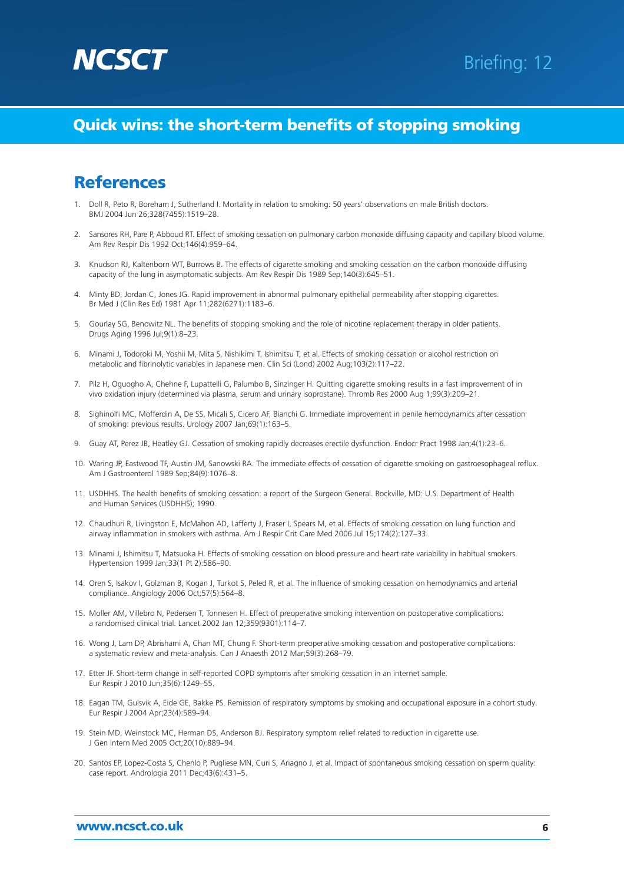## References

1. Doll R, Peto R, Boreham J, Sutherland I. Mortality in relation to smoking: 50 years' observations on male British doctors. BMJ 2004 Jun 26;328(7455):1519–28.

2. Sansores RH, Pare P, Abboud RT. Effect of smoking cessation on pulmonary carbon monoxide diffusing capacity and capillary blood volume. Am Rev Respir Dis 1992 Oct;146(4):959–64.

3. Knudson RJ, Kaltenborn WT, Burrows B. The effects of cigarette smoking and smoking cessation on the carbon monoxide diffusing capacity of the lung in asymptomatic subjects. Am Rev Respir Dis 1989 Sep;140(3):645–51.

4. Minty BD, Jordan C, Jones JG. Rapid improvement in abnormal pulmonary epithelial permeability after stopping cigarettes. Br Med J (Clin Res Ed) 1981 Apr 11;282(6271):1183–6.

5. Gourlay SG, Benowitz NL. The benefits of stopping smoking and the role of nicotine replacement therapy in older patients. Drugs Aging 1996 Jul;9(1):8–23.

6. Minami J, Todoroki M, Yoshii M, Mita S, Nishikimi T, Ishimitsu T, et al. Effects of smoking cessation or alcohol restriction on metabolic and fibrinolytic variables in Japanese men. Clin Sci (Lond) 2002 Aug;103(2):117–22.

7. Pilz H, Oguogho A, Chehne F, Lupattelli G, Palumbo B, Sinzinger H. Quitting cigarette smoking results in a fast improvement of in vivo oxidation injury (determined via plasma, serum and urinary isoprostane). Thromb Res 2000 Aug 1;99(3):209–21.

8. Sighinolfi MC, Mofferdin A, De SS, Micali S, Cicero AF, Bianchi G. Immediate improvement in penile hemodynamics after cessation of smoking: previous results. Urology 2007 Jan;69(1):163–5.

9. Guay AT, Perez JB, Heatley GJ. Cessation of smoking rapidly decreases erectile dysfunction. Endocr Pract 1998 Jan;4(1):23–6.

10. Waring JP, Eastwood TF, Austin JM, Sanowski RA. The immediate effects of cessation of cigarette smoking on gastroesophageal reflux. Am J Gastroenterol 1989 Sep;84(9):1076–8.

11. USDHHS. The health benefits of smoking cessation: a report of the Surgeon General. Rockville, MD: U.S. Department of Health and Human Services (USDHHS); 1990.

12. Chaudhuri R, Livingston E, McMahon AD, Lafferty J, Fraser I, Spears M, et al. Effects of smoking cessation on lung function and airway inflammation in smokers with asthma. Am J Respir Crit Care Med 2006 Jul 15;174(2):127–33.

13. Minami J, Ishimitsu T, Matsuoka H. Effects of smoking cessation on blood pressure and heart rate variability in habitual smokers. Hypertension 1999 Jan;33(1 Pt 2):586–90.

14. Oren S, Isakov I, Golzman B, Kogan J, Turkot S, Peled R, et al. The influence of smoking cessation on hemodynamics and arterial compliance. Angiology 2006 Oct;57(5):564–8.

15. Moller AM, Villebro N, Pedersen T, Tonnesen H. Effect of preoperative smoking intervention on postoperative complications: a randomised clinical trial. Lancet 2002 Jan 12;359(9301):114–7.

16. Wong J, Lam DP, Abrishami A, Chan MT, Chung F. Short-term preoperative smoking cessation and postoperative complications: a systematic review and meta-analysis. Can J Anaesth 2012 Mar;59(3):268–79.

17. Etter JF. Short-term change in self-reported COPD symptoms after smoking cessation in an internet sample. Eur Respir J 2010 Jun;35(6):1249–55.

18. Eagan TM, Gulsvik A, Eide GE, Bakke PS. Remission of respiratory symptoms by smoking and occupational exposure in a cohort study. Eur Respir J 2004 Apr;23(4):589–94.

19. Stein MD, Weinstock MC, Herman DS, Anderson BJ. Respiratory symptom relief related to reduction in cigarette use. J Gen Intern Med 2005 Oct;20(10):889–94.

20. Santos EP, Lopez-Costa S, Chenlo P, Pugliese MN, Curi S, Ariagno J, et al. Impact of spontaneous smoking cessation on sperm quality: case report. Andrologia 2011 Dec;43(6):431–5.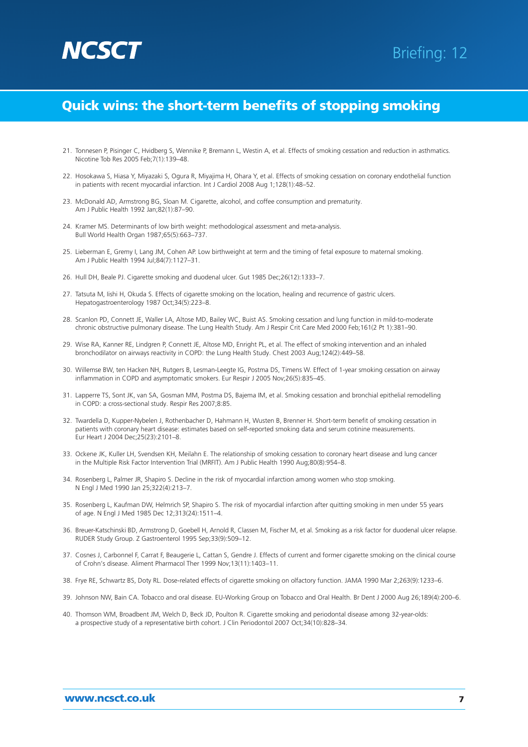21. Tonnesen P, Pisinger C, Hvidberg S, Wennike P, Bremann L, Westin A, et al. Effects of smoking cessation and reduction in asthmatics. Nicotine Tob Res 2005 Feb;7(1):139–48.

22. Hosokawa S, Hiasa Y, Miyazaki S, Ogura R, Miyajima H, Ohara Y, et al. Effects of smoking cessation on coronary endothelial function in patients with recent myocardial infarction. Int J Cardiol 2008 Aug 1;128(1):48–52.

23. McDonald AD, Armstrong BG, Sloan M. Cigarette, alcohol, and coffee consumption and prematurity. Am J Public Health 1992 Jan;82(1):87–90.

24. Kramer MS. Determinants of low birth weight: methodological assessment and meta-analysis. Bull World Health Organ 1987;65(5):663–737.

25. Lieberman E, Gremy I, Lang JM, Cohen AP. Low birthweight at term and the timing of fetal exposure to maternal smoking. Am J Public Health 1994 Jul;84(7):1127–31.

26. Hull DH, Beale PJ. Cigarette smoking and duodenal ulcer. Gut 1985 Dec;26(12):1333–7.

27. Tatsuta M, Iishi H, Okuda S. Effects of cigarette smoking on the location, healing and recurrence of gastric ulcers. Hepatogastroenterology 1987 Oct;34(5):223–8.

28. Scanlon PD, Connett JE, Waller LA, Altose MD, Bailey WC, Buist AS. Smoking cessation and lung function in mild-to-moderate chronic obstructive pulmonary disease. The Lung Health Study. Am J Respir Crit Care Med 2000 Feb;161(2 Pt 1):381–90.

29. Wise RA, Kanner RE, Lindgren P, Connett JE, Altose MD, Enright PL, et al. The effect of smoking intervention and an inhaled bronchodilator on airways reactivity in COPD: the Lung Health Study. Chest 2003 Aug;124(2):449–58.

30. Willemse BW, ten Hacken NH, Rutgers B, Lesman-Leegte IG, Postma DS, Timens W. Effect of 1-year smoking cessation on airway inflammation in COPD and asymptomatic smokers. Eur Respir J 2005 Nov;26(5):835–45.

31. Lapperre TS, Sont JK, van SA, Gosman MM, Postma DS, Bajema IM, et al. Smoking cessation and bronchial epithelial remodelling in COPD: a cross-sectional study. Respir Res 2007;8:85.

32. Twardella D, Kupper-Nybelen J, Rothenbacher D, Hahmann H, Wusten B, Brenner H. Short-term benefit of smoking cessation in patients with coronary heart disease: estimates based on self-reported smoking data and serum cotinine measurements. Eur Heart J 2004 Dec;25(23):2101–8.

33. Ockene JK, Kuller LH, Svendsen KH, Meilahn E. The relationship of smoking cessation to coronary heart disease and lung cancer in the Multiple Risk Factor Intervention Trial (MRFIT). Am J Public Health 1990 Aug;80(8):954–8.

34. Rosenberg L, Palmer JR, Shapiro S. Decline in the risk of myocardial infarction among women who stop smoking. N Engl J Med 1990 Jan 25;322(4):213–7.

35. Rosenberg L, Kaufman DW, Helmrich SP, Shapiro S. The risk of myocardial infarction after quitting smoking in men under 55 years of age. N Engl J Med 1985 Dec 12;313(24):1511–4.

36. Breuer-Katschinski BD, Armstrong D, Goebell H, Arnold R, Classen M, Fischer M, et al. Smoking as a risk factor for duodenal ulcer relapse. RUDER Study Group. Z Gastroenterol 1995 Sep;33(9):509–12.

37. Cosnes J, Carbonnel F, Carrat F, Beaugerie L, Cattan S, Gendre J. Effects of current and former cigarette smoking on the clinical course of Crohn's disease. Aliment Pharmacol Ther 1999 Nov;13(11):1403–11.

38. Frye RE, Schwartz BS, Doty RL. Dose-related effects of cigarette smoking on olfactory function. JAMA 1990 Mar 2;263(9):1233–6.

39. Johnson NW, Bain CA. Tobacco and oral disease. EU-Working Group on Tobacco and Oral Health. Br Dent J 2000 Aug 26;189(4):200–6.

40. Thomson WM, Broadbent JM, Welch D, Beck JD, Poulton R. Cigarette smoking and periodontal disease among 32-year-olds: a prospective study of a representative birth cohort. J Clin Periodontol 2007 Oct;34(10):828–34.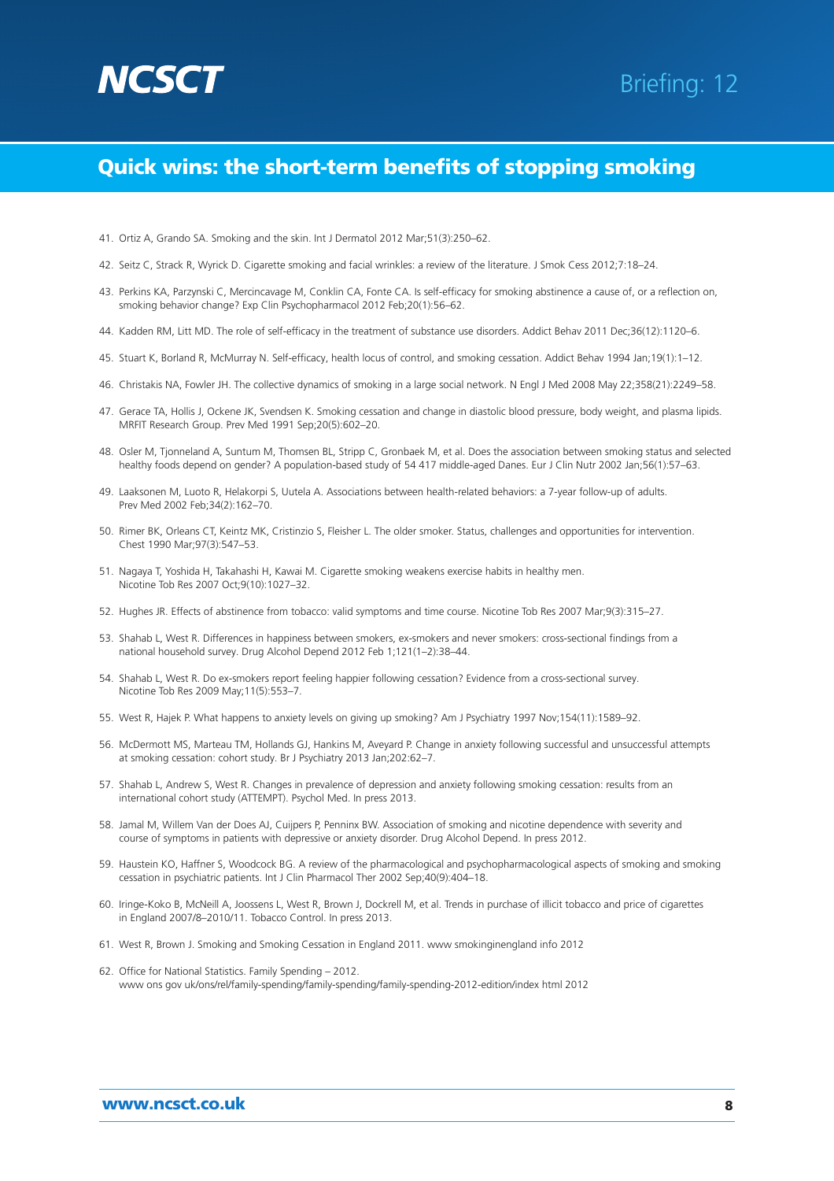41. Ortiz A, Grando SA. Smoking and the skin. Int J Dermatol 2012 Mar;51(3):250–62.
42. Seitz C, Strack R, Wyrick D. Cigarette smoking and facial wrinkles: a review of the literature. J Smok Cess 2012;7:18–24.
43. Perkins KA, Parzynski C, Mercincavage M, Conklin CA, Fonte CA. Is self-efficacy for smoking abstinence a cause of, or a reflection on, smoking behavior change? Exp Clin Psychopharmacol 2012 Feb;20(1):56–62.
44. Kadden RM, Litt MD. The role of self-efficacy in the treatment of substance use disorders. Addict Behav 2011 Dec;36(12):1120–6.
45. Stuart K, Borland R, McMurray N. Self-efficacy, health locus of control, and smoking cessation. Addict Behav 1994 Jan;19(1):1–12.
46. Christakis NA, Fowler JH. The collective dynamics of smoking in a large social network. N Engl J Med 2008 May 22;358(21):2249–58.
47. Gerace TA, Hollis J, Ockene JK, Svendsen K. Smoking cessation and change in diastolic blood pressure, body weight, and plasma lipids. MRFIT Research Group. Prev Med 1991 Sep;20(5):602–20.
48. Osler M, Tjonneland A, Suntum M, Thomsen BL, Stripp C, Gronbaek M, et al. Does the association between smoking status and selected healthy foods depend on gender? A population-based study of 54 417 middle-aged Danes. Eur J Clin Nutr 2002 Jan;56(1):57–63.
49. Laaksonen M, Luoto R, Helakorpi S, Uutela A. Associations between health-related behaviors: a 7-year follow-up of adults. Prev Med 2002 Feb;34(2):162–70.
50. Rimer BK, Orleans CT, Keintz MK, Cristinzio S, Fleisher L. The older smoker. Status, challenges and opportunities for intervention. Chest 1990 Mar;97(3):547–53.
51. Nagaya T, Yoshida H, Takahashi H, Kawai M. Cigarette smoking weakens exercise habits in healthy men. Nicotine Tob Res 2007 Oct;9(10):1027–32.
52. Hughes JR. Effects of abstinence from tobacco: valid symptoms and time course. Nicotine Tob Res 2007 Mar;9(3):315–27.
53. Shahab L, West R. Differences in happiness between smokers, ex-smokers and never smokers: cross-sectional findings from a national household survey. Drug Alcohol Depend 2012 Feb 1;121(1–2):38–44.
54. Shahab L, West R. Do ex-smokers report feeling happier following cessation? Evidence from a cross-sectional survey. Nicotine Tob Res 2009 May;11(5):553–7.
55. West R, Hajek P. What happens to anxiety levels on giving up smoking? Am J Psychiatry 1997 Nov;154(11):1589–92.
56. McDermott MS, Marteau TM, Hollands GJ, Hankins M, Aveyard P. Change in anxiety following successful and unsuccessful attempts at smoking cessation: cohort study. Br J Psychiatry 2013 Jan;202:62–7.
57. Shahab L, Andrew S, West R. Changes in prevalence of depression and anxiety following smoking cessation: results from an international cohort study (ATTEMPT). Psychol Med. In press 2013.
58. Jamal M, Willem Van der Does AJ, Cuijpers P, Penninx BW. Association of smoking and nicotine dependence with severity and course of symptoms in patients with depressive or anxiety disorder. Drug Alcohol Depend. In press 2012.
59. Haustein KO, Haffner S, Woodcock BG. A review of the pharmacological and psychopharmacological aspects of smoking and smoking cessation in psychiatric patients. Int J Clin Pharmacol Ther 2002 Sep;40(9):404–18.
60. Iringe-Koko B, McNeill A, Joossens L, West R, Brown J, Dockrell M, et al. Trends in purchase of illicit tobacco and price of cigarettes in England 2007/8–2010/11. Tobacco Control. In press 2013.
61. West R, Brown J. Smoking and Smoking Cessation in England 2011. www smokinginengland info 2012
62. Office for National Statistics. Family Spending – 2012. www ons gov uk/ons/rel/family-spending/family-spending/family-spending-2012-edition/index html 2012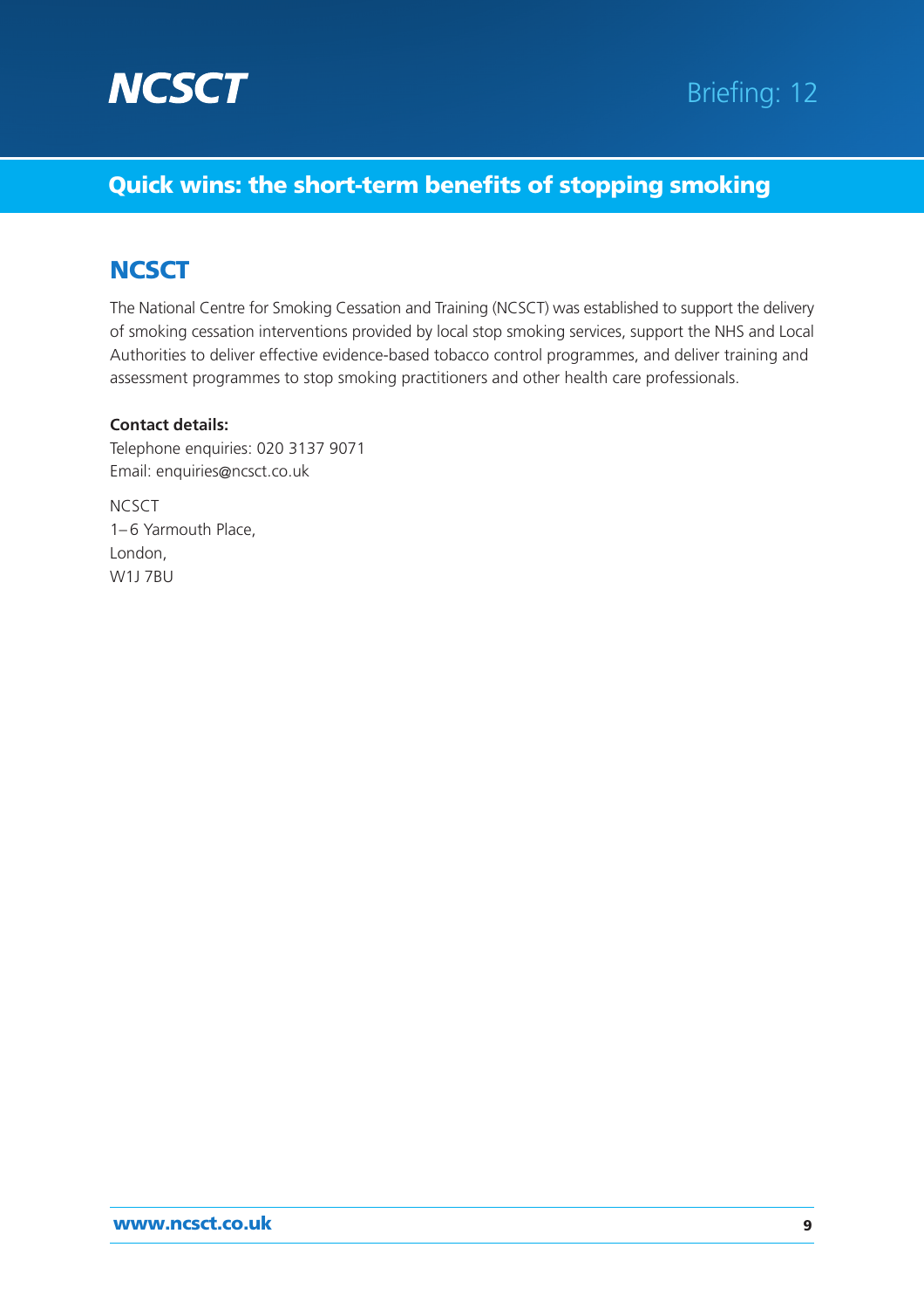## NCSCT

The National Centre for Smoking Cessation and Training (NCSCT) was established to support the delivery of smoking cessation interventions provided by local stop smoking services, support the NHS and Local Authorities to deliver effective evidence-based tobacco control programmes, and deliver training and assessment programmes to stop smoking practitioners and other health care professionals.

**Contact details:**
Telephone enquiries: 020 3137 9071
Email: enquiries@ncsct.co.uk

NCSCT
1–6 Yarmouth Place,
London,
W1J 7BU